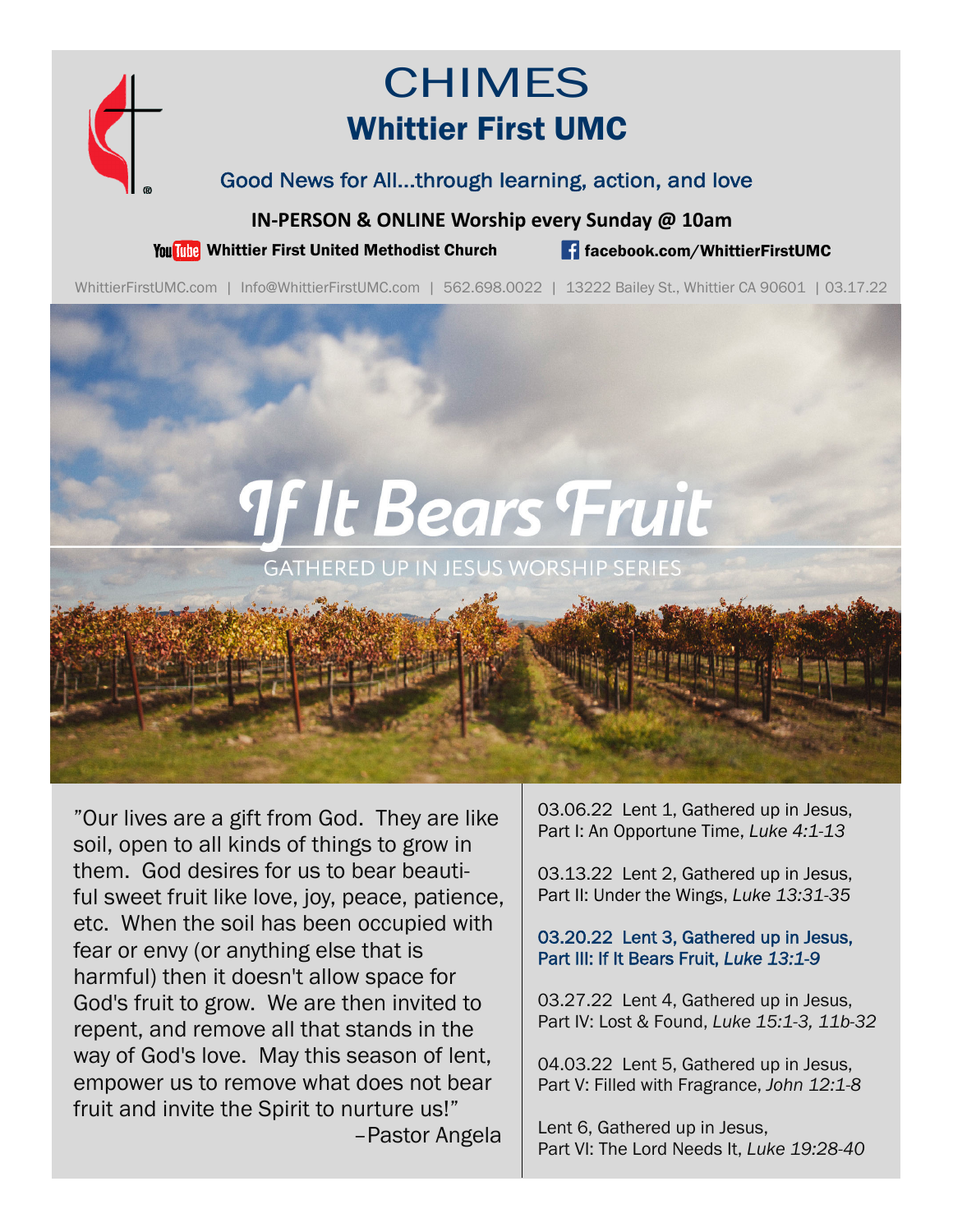# CHIMES

## Whittier First UMC

Good News for All...through learning, action, and love

**IN-PERSON & ONLINE Worship every Sunday @ 10am**

**Whittier First United Methodist Church** | **facebook.com/WhittierFirstUMC**

WhittierFirstUMC.com | Info@WhittierFirstUMC.com | 562.698.0022 | 13222 Bailey St., Whittier CA 90601 | 03.17.22

# If It Bears Fruit

GATHERED UP IN JESUS WORSHIP SERIES

"Our lives are a gift from God. They are like soil, open to all kinds of things to grow in them. God desires for us to bear beautiful sweet fruit like love, joy, peace, patience, etc. When the soil has been occupied with fear or envy (or anything else that is harmful) then it doesn't allow space for God's fruit to grow. We are then invited to repent, and remove all that stands in the way of God's love. May this season of lent, empower us to remove what does not bear fruit and invite the Spirit to nurture us!"

–Pastor Angela

03.06.22 Lent 1, Gathered up in Jesus, Part I: An Opportune Time, *Luke 4:1-13*

03.13.22 Lent 2, Gathered up in Jesus, Part II: Under the Wings, *Luke 13:31-35*

**03.20.22 Lent 3, Gathered up in Jesus, Part III: If It Bears Fruit, *Luke 13:1-9***

03.27.22 Lent 4, Gathered up in Jesus, Part IV: Lost & Found, *Luke 15:1-3, 11b-32*

04.03.22 Lent 5, Gathered up in Jesus, Part V: Filled with Fragrance, *John 12:1-8*

Lent 6, Gathered up in Jesus, Part VI: The Lord Needs It, *Luke 19:28-40*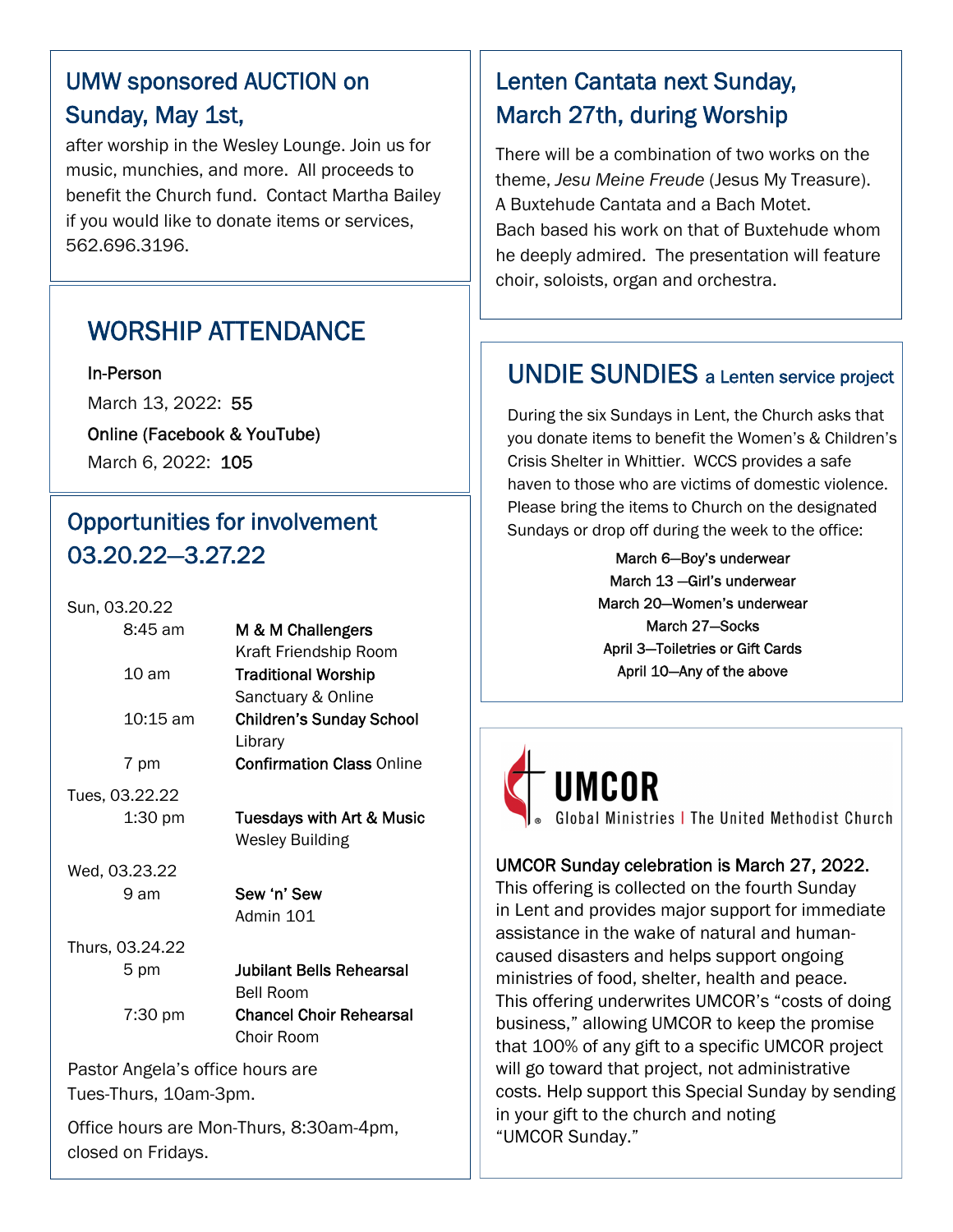## UMW sponsored AUCTION on Sunday, May 1st,

after worship in the Wesley Lounge. Join us for music, munchies, and more. All proceeds to benefit the Church fund. Contact Martha Bailey if you would like to donate items or services, 562.696.3196.

## WORSHIP ATTENDANCE

**In-Person**

March 13, 2022: **55**

**Online (Facebook & YouTube)**

March 6, 2022: **105**

## Opportunities for involvement 03.20.22—3.27.22

Sun, 03.20.22

| | |
|---|---|
| 8:45 am | **M & M Challengers** Kraft Friendship Room |
| 10 am | **Traditional Worship** Sanctuary & Online |
| 10:15 am | **Children's Sunday School** Library |
| 7 pm | **Confirmation Class** Online |

Tues, 03.22.22

| | |
|---|---|
| 1:30 pm | **Tuesdays with Art & Music** Wesley Building |

Wed, 03.23.22

| | |
|---|---|
| 9 am | **Sew 'n' Sew** Admin 101 |

Thurs, 03.24.22

| | |
|---|---|
| 5 pm | **Jubilant Bells Rehearsal** Bell Room |
| 7:30 pm | **Chancel Choir Rehearsal** Choir Room |

Pastor Angela's office hours are Tues-Thurs, 10am-3pm.

Office hours are Mon-Thurs, 8:30am-4pm, closed on Fridays.

## Lenten Cantata next Sunday, March 27th, during Worship

There will be a combination of two works on the theme, *Jesu Meine Freude* (Jesus My Treasure). A Buxtehude Cantata and a Bach Motet. Bach based his work on that of Buxtehude whom he deeply admired. The presentation will feature choir, soloists, organ and orchestra.

## UNDIE SUNDIES a Lenten service project

During the six Sundays in Lent, the Church asks that you donate items to benefit the Women's & Children's Crisis Shelter in Whittier. WCCS provides a safe haven to those who are victims of domestic violence. Please bring the items to Church on the designated Sundays or drop off during the week to the office:

March 6—Boy's underwear
March 13 —Girl's underwear
March 20—Women's underwear
March 27—Socks
April 3—Toiletries or Gift Cards
April 10—Any of the above

**UMCOR**
Global Ministries | The United Methodist Church

UMCOR Sunday celebration is March 27, 2022.
This offering is collected on the fourth Sunday in Lent and provides major support for immediate assistance in the wake of natural and human-caused disasters and helps support ongoing ministries of food, shelter, health and peace. This offering underwrites UMCOR's "costs of doing business," allowing UMCOR to keep the promise that 100% of any gift to a specific UMCOR project will go toward that project, not administrative costs. Help support this Special Sunday by sending in your gift to the church and noting "UMCOR Sunday."